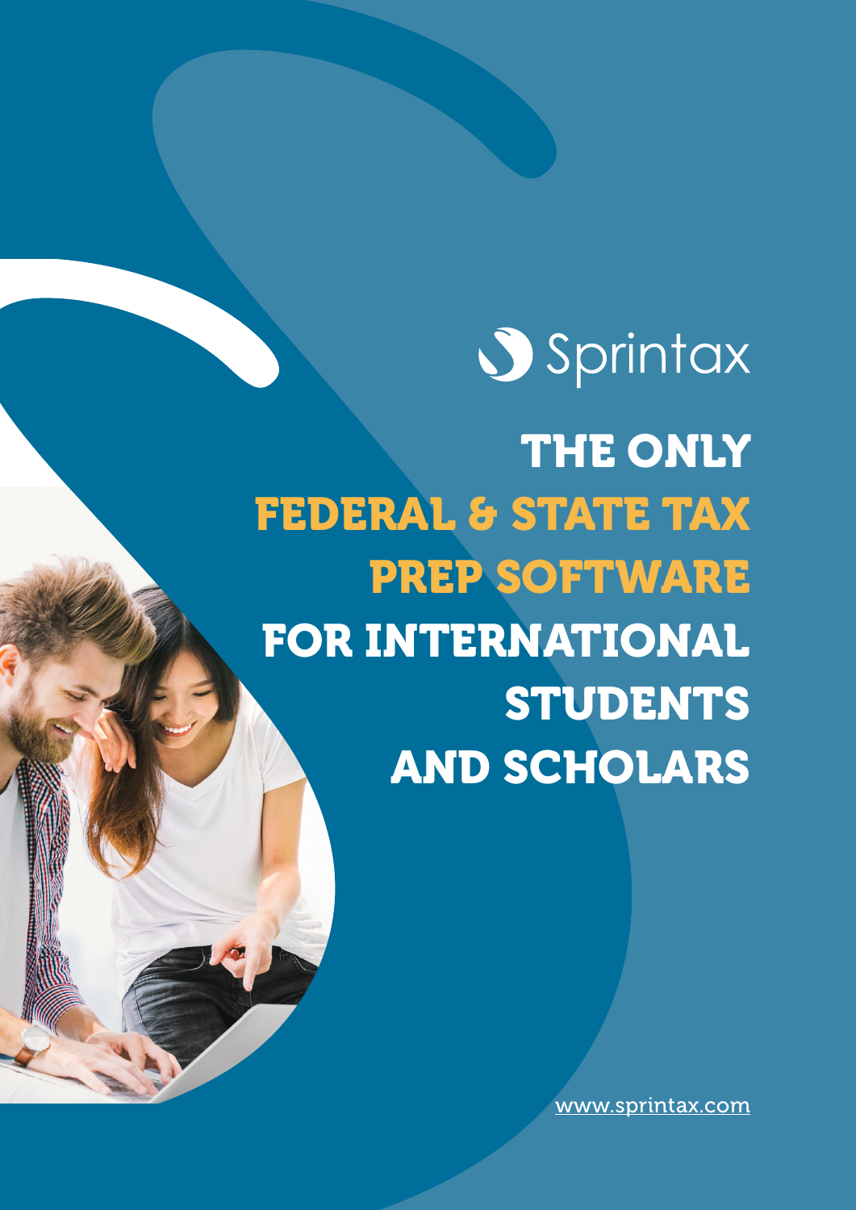Sprintax

# THE ONLY FEDERAL & STATE TAX PREP SOFTWARE FOR INTERNATIONAL STUDENTS AND SCHOLARS

www.sprintax.com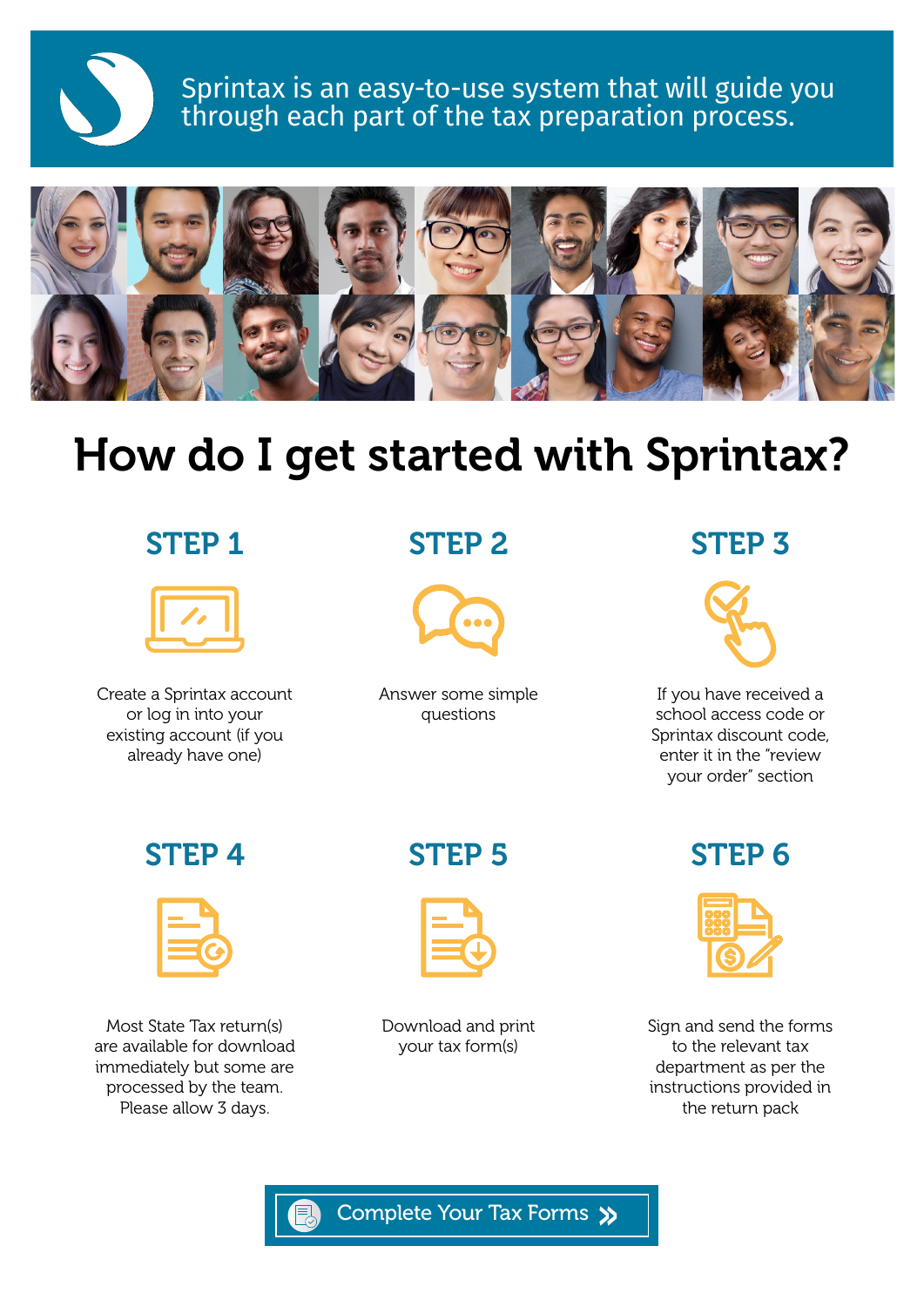Sprintax is an easy-to-use system that will guide you through each part of the tax preparation process.

# How do I get started with Sprintax?

## STEP 1

Create a Sprintax account or log in into your existing account (if you already have one)

## STEP 2

Answer some simple questions

## STEP 3

If you have received a school access code or Sprintax discount code, enter it in the "review your order" section

## STEP 4

Most State Tax return(s) are available for download immediately but some are processed by the team. Please allow 3 days.

## STEP 5

Download and print your tax form(s)

## STEP 6

Sign and send the forms to the relevant tax department as per the instructions provided in the return pack

Complete Your Tax Forms »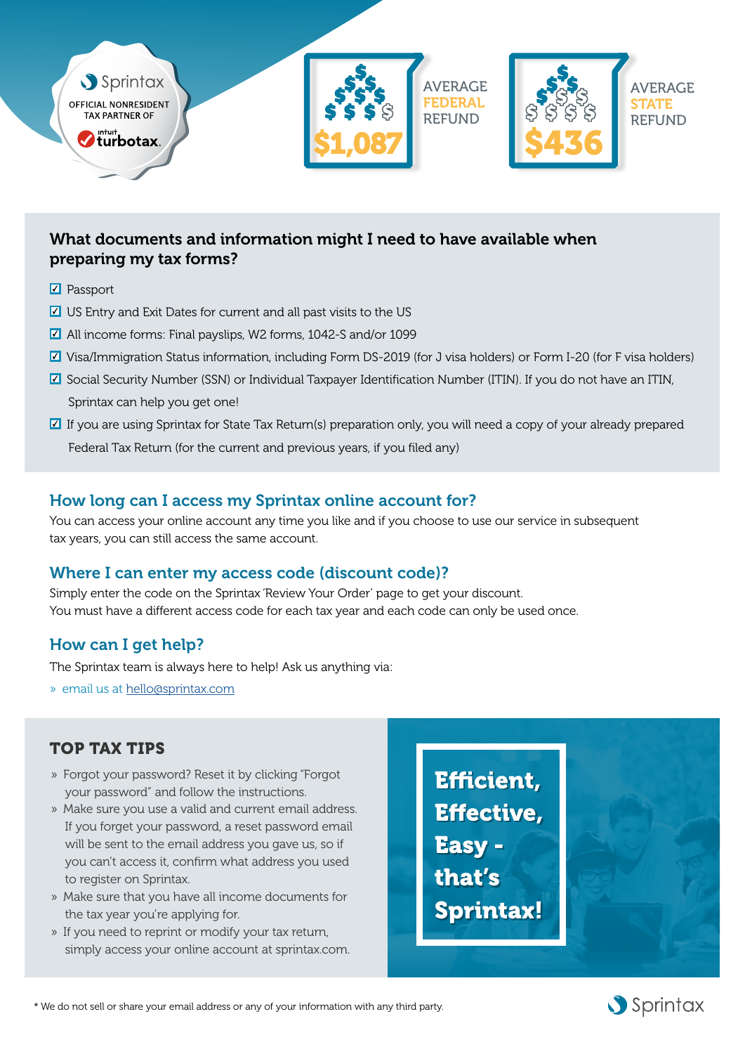Sprintax
OFFICIAL NONRESIDENT TAX PARTNER OF
intuit turbotax.

$1,087 AVERAGE FEDERAL REFUND

$436 AVERAGE STATE REFUND

## What documents and information might I need to have available when preparing my tax forms?

- ☑ Passport
- ☑ US Entry and Exit Dates for current and all past visits to the US
- ☑ All income forms: Final payslips, W2 forms, 1042-S and/or 1099
- ☑ Visa/Immigration Status information, including Form DS-2019 (for J visa holders) or Form I-20 (for F visa holders)
- ☑ Social Security Number (SSN) or Individual Taxpayer Identification Number (ITIN). If you do not have an ITIN, Sprintax can help you get one!
- ☑ If you are using Sprintax for State Tax Return(s) preparation only, you will need a copy of your already prepared Federal Tax Return (for the current and previous years, if you filed any)

## How long can I access my Sprintax online account for?

You can access your online account any time you like and if you choose to use our service in subsequent tax years, you can still access the same account.

## Where I can enter my access code (discount code)?

Simply enter the code on the Sprintax 'Review Your Order' page to get your discount.
You must have a different access code for each tax year and each code can only be used once.

## How can I get help?

The Sprintax team is always here to help! Ask us anything via:

» email us at hello@sprintax.com

## TOP TAX TIPS

- » Forgot your password? Reset it by clicking "Forgot your password" and follow the instructions.
- » Make sure you use a valid and current email address. If you forget your password, a reset password email will be sent to the email address you gave us, so if you can't access it, confirm what address you used to register on Sprintax.
- » Make sure that you have all income documents for the tax year you're applying for.
- » If you need to reprint or modify your tax return, simply access your online account at sprintax.com.

**Efficient, Effective, Easy - that's Sprintax!**

* We do not sell or share your email address or any of your information with any third party.

Sprintax